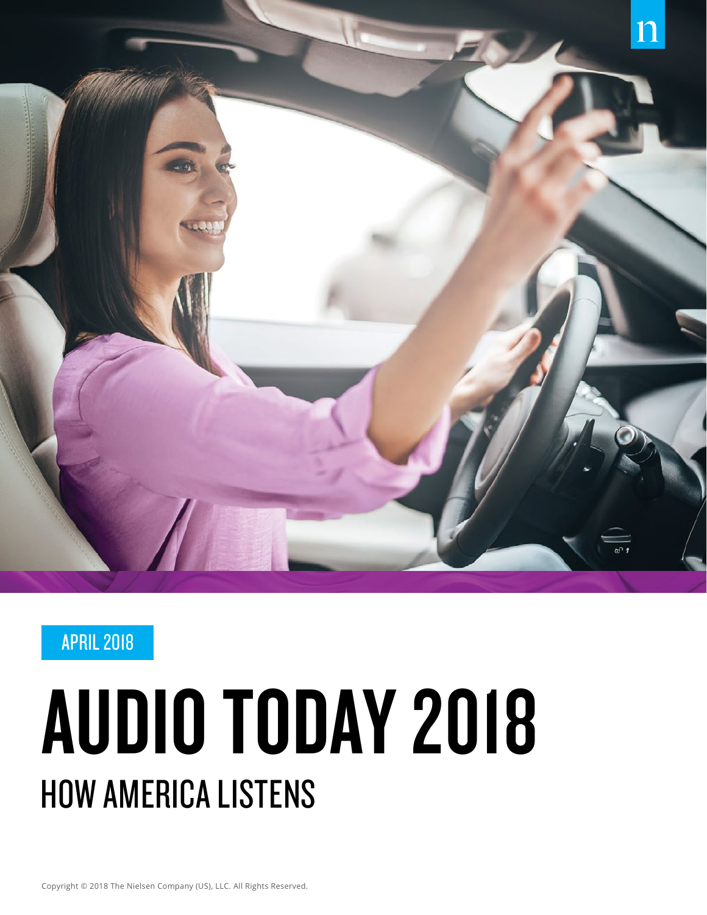APRIL 2018

# AUDIO TODAY 2018

## HOW AMERICA LISTENS

Copyright © 2018 The Nielsen Company (US), LLC. All Rights Reserved.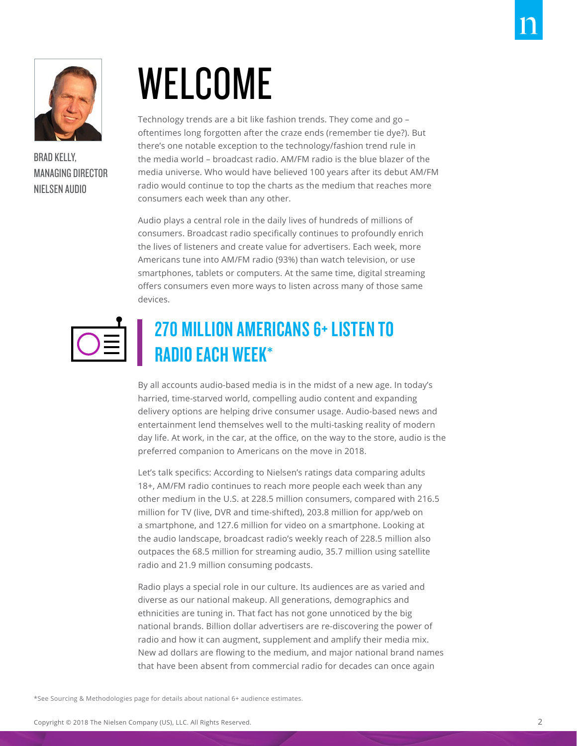BRAD KELLY,
MANAGING DIRECTOR
NIELSEN AUDIO

# WELCOME

Technology trends are a bit like fashion trends. They come and go – oftentimes long forgotten after the craze ends (remember tie dye?). But there's one notable exception to the technology/fashion trend rule in the media world – broadcast radio. AM/FM radio is the blue blazer of the media universe. Who would have believed 100 years after its debut AM/FM radio would continue to top the charts as the medium that reaches more consumers each week than any other.

Audio plays a central role in the daily lives of hundreds of millions of consumers. Broadcast radio specifically continues to profoundly enrich the lives of listeners and create value for advertisers. Each week, more Americans tune into AM/FM radio (93%) than watch television, or use smartphones, tablets or computers. At the same time, digital streaming offers consumers even more ways to listen across many of those same devices.

## 270 MILLION AMERICANS 6+ LISTEN TO RADIO EACH WEEK*

By all accounts audio-based media is in the midst of a new age. In today's harried, time-starved world, compelling audio content and expanding delivery options are helping drive consumer usage. Audio-based news and entertainment lend themselves well to the multi-tasking reality of modern day life. At work, in the car, at the office, on the way to the store, audio is the preferred companion to Americans on the move in 2018.

Let's talk specifics: According to Nielsen's ratings data comparing adults 18+, AM/FM radio continues to reach more people each week than any other medium in the U.S. at 228.5 million consumers, compared with 216.5 million for TV (live, DVR and time-shifted), 203.8 million for app/web on a smartphone, and 127.6 million for video on a smartphone. Looking at the audio landscape, broadcast radio's weekly reach of 228.5 million also outpaces the 68.5 million for streaming audio, 35.7 million using satellite radio and 21.9 million consuming podcasts.

Radio plays a special role in our culture. Its audiences are as varied and diverse as our national makeup. All generations, demographics and ethnicities are tuning in. That fact has not gone unnoticed by the big national brands. Billion dollar advertisers are re-discovering the power of radio and how it can augment, supplement and amplify their media mix. New ad dollars are flowing to the medium, and major national brand names that have been absent from commercial radio for decades can once again

*See Sourcing & Methodologies page for details about national 6+ audience estimates.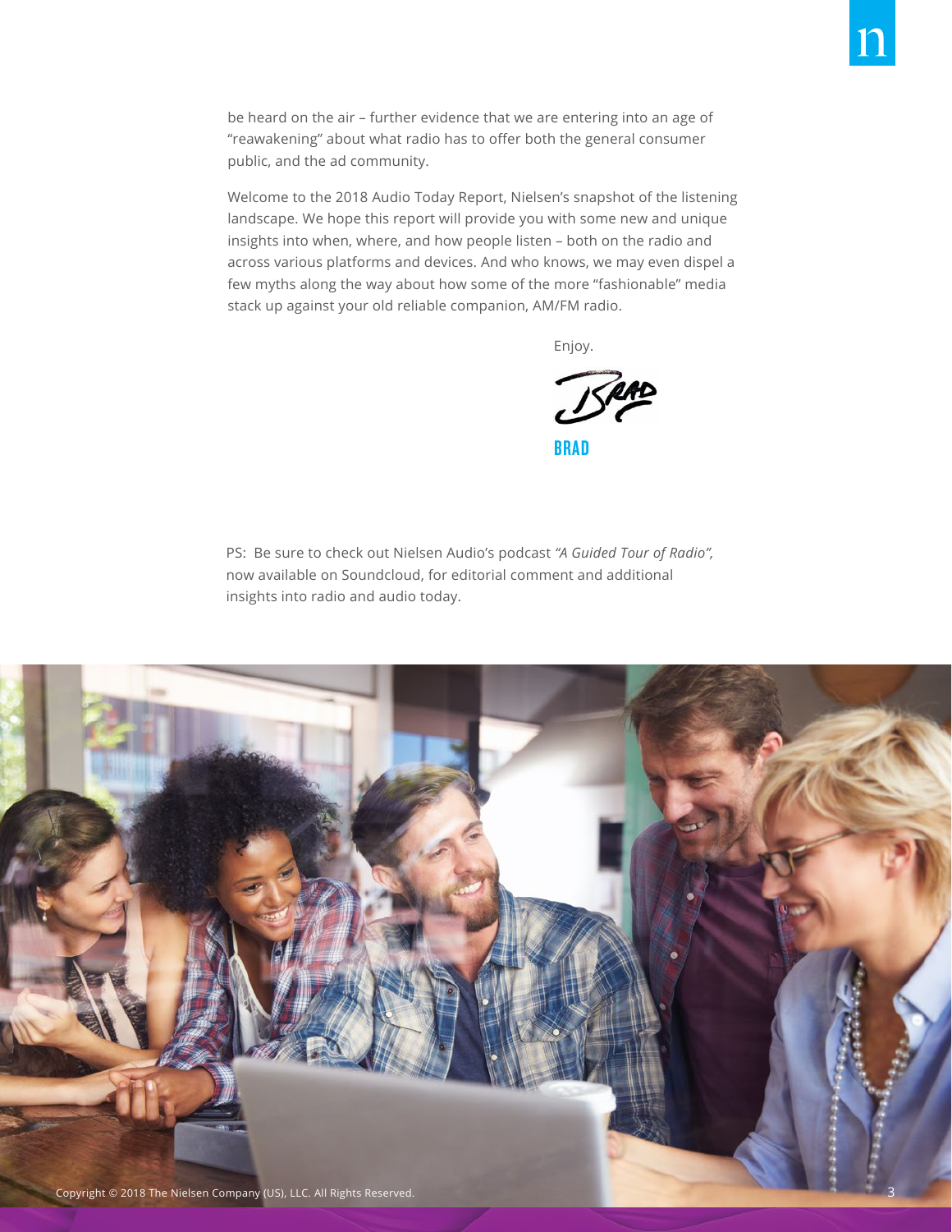be heard on the air – further evidence that we are entering into an age of “reawakening” about what radio has to offer both the general consumer public, and the ad community.

Welcome to the 2018 Audio Today Report, Nielsen’s snapshot of the listening landscape. We hope this report will provide you with some new and unique insights into when, where, and how people listen – both on the radio and across various platforms and devices. And who knows, we may even dispel a few myths along the way about how some of the more “fashionable” media stack up against your old reliable companion, AM/FM radio.

Enjoy.

**BRAD**

PS: Be sure to check out Nielsen Audio’s podcast *“A Guided Tour of Radio”,* now available on Soundcloud, for editorial comment and additional insights into radio and audio today.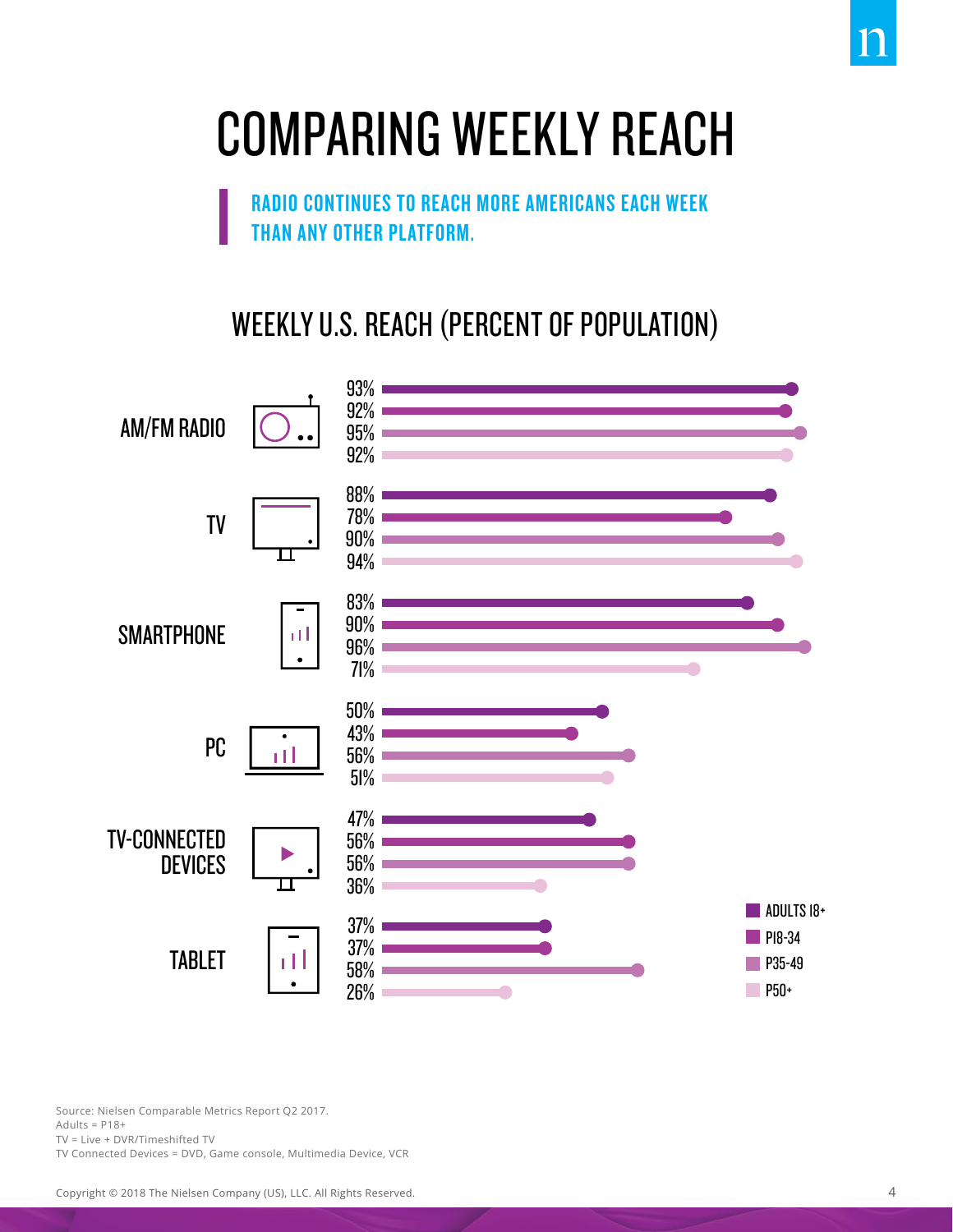# COMPARING WEEKLY REACH

**RADIO CONTINUES TO REACH MORE AMERICANS EACH WEEK THAN ANY OTHER PLATFORM.**

## WEEKLY U.S. REACH (PERCENT OF POPULATION)

| Platform | ADULTS 18+ | P18-34 | P35-49 | P50+ |
|---|---|---|---|---|
| AM/FM RADIO | 93% | 92% | 95% | 92% |
| TV | 88% | 78% | 90% | 94% |
| SMARTPHONE | 83% | 90% | 96% | 71% |
| PC | 50% | 43% | 56% | 51% |
| TV-CONNECTED DEVICES | 47% | 56% | 56% | 36% |
| TABLET | 37% | 37% | 58% | 26% |

Source: Nielsen Comparable Metrics Report Q2 2017.
Adults = P18+
TV = Live + DVR/Timeshifted TV
TV Connected Devices = DVD, Game console, Multimedia Device, VCR

Copyright © 2018 The Nielsen Company (US), LLC. All Rights Reserved.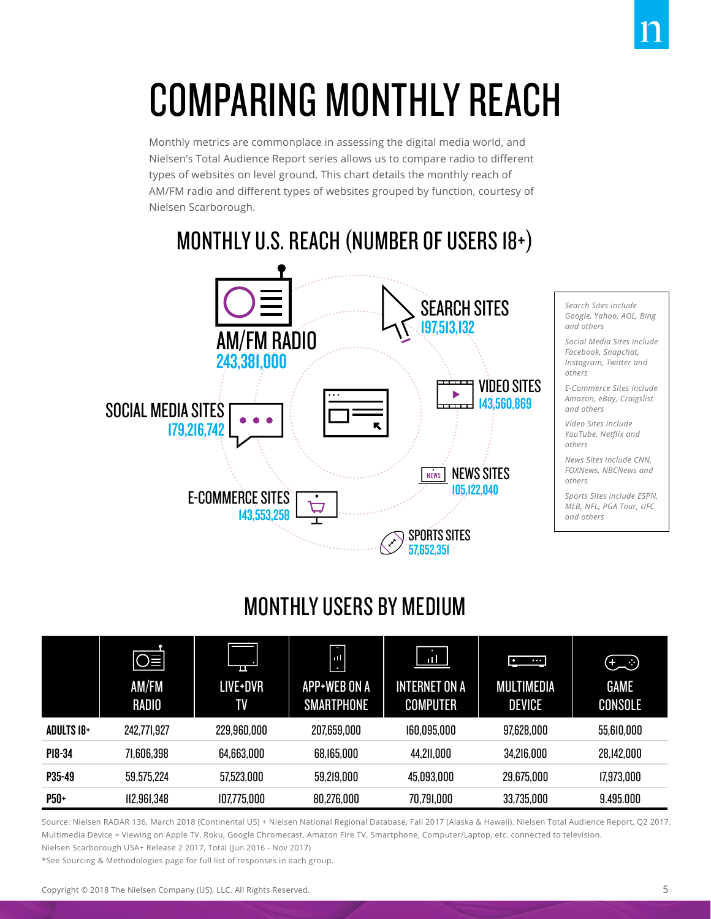# COMPARING MONTHLY REACH

Monthly metrics are commonplace in assessing the digital media world, and Nielsen's Total Audience Report series allows us to compare radio to different types of websites on level ground. This chart details the monthly reach of AM/FM radio and different types of websites grouped by function, courtesy of Nielsen Scarborough.

## MONTHLY U.S. REACH (NUMBER OF USERS 18+)

**AM/FM RADIO**
243,381,000

**SEARCH SITES**
197,513,132

**SOCIAL MEDIA SITES**
179,216,742

**VIDEO SITES**
143,560,869

**E-COMMERCE SITES**
143,553,258

**NEWS SITES**
105,122,040

**SPORTS SITES**
57,652,351

*Search Sites include Google, Yahoo, AOL, Bing and others*

*Social Media Sites include Facebook, Snapchat, Instagram, Twitter and others*

*E-Commerce Sites include Amazon, eBay, Craigslist and others*

*Video Sites include YouTube, Netflix and others*

*News Sites include CNN, FOXNews, NBCNews and others*

*Sports Sites include ESPN, MLB, NFL, PGA Tour, UFC and others*

## MONTHLY USERS BY MEDIUM

| | AM/FM RADIO | LIVE+DVR TV | APP+WEB ON A SMARTPHONE | INTERNET ON A COMPUTER | MULTIMEDIA DEVICE | GAME CONSOLE |
|---|---|---|---|---|---|---|
| **ADULTS 18+** | 242,771,927 | 229,960,000 | 207,659,000 | 160,095,000 | 97,628,000 | 55,610,000 |
| **P18-34** | 71,606,398 | 64,663,000 | 68,165,000 | 44,211,000 | 34,216,000 | 28,142,000 |
| **P35-49** | 59,575,224 | 57,523,000 | 59,219,000 | 45,093,000 | 29,675,000 | 17,973,000 |
| **P50+** | 112,961,348 | 107,775,000 | 80,276,000 | 70,791,000 | 33,735,000 | 9.495.000 |

Source: Nielsen RADAR 136, March 2018 (Continental US) + Nielsen National Regional Database, Fall 2017 (Alaska & Hawaii). Nielsen Total Audience Report, Q2 2017.
Multimedia Device = Viewing on Apple TV, Roku, Google Chromecast, Amazon Fire TV, Smartphone, Computer/Laptop, etc. connected to television.
Nielsen Scarborough USA+ Release 2 2017, Total (Jun 2016 - Nov 2017)
*See Sourcing & Methodologies page for full list of responses in each group.

Copyright © 2018 The Nielsen Company (US), LLC. All Rights Reserved.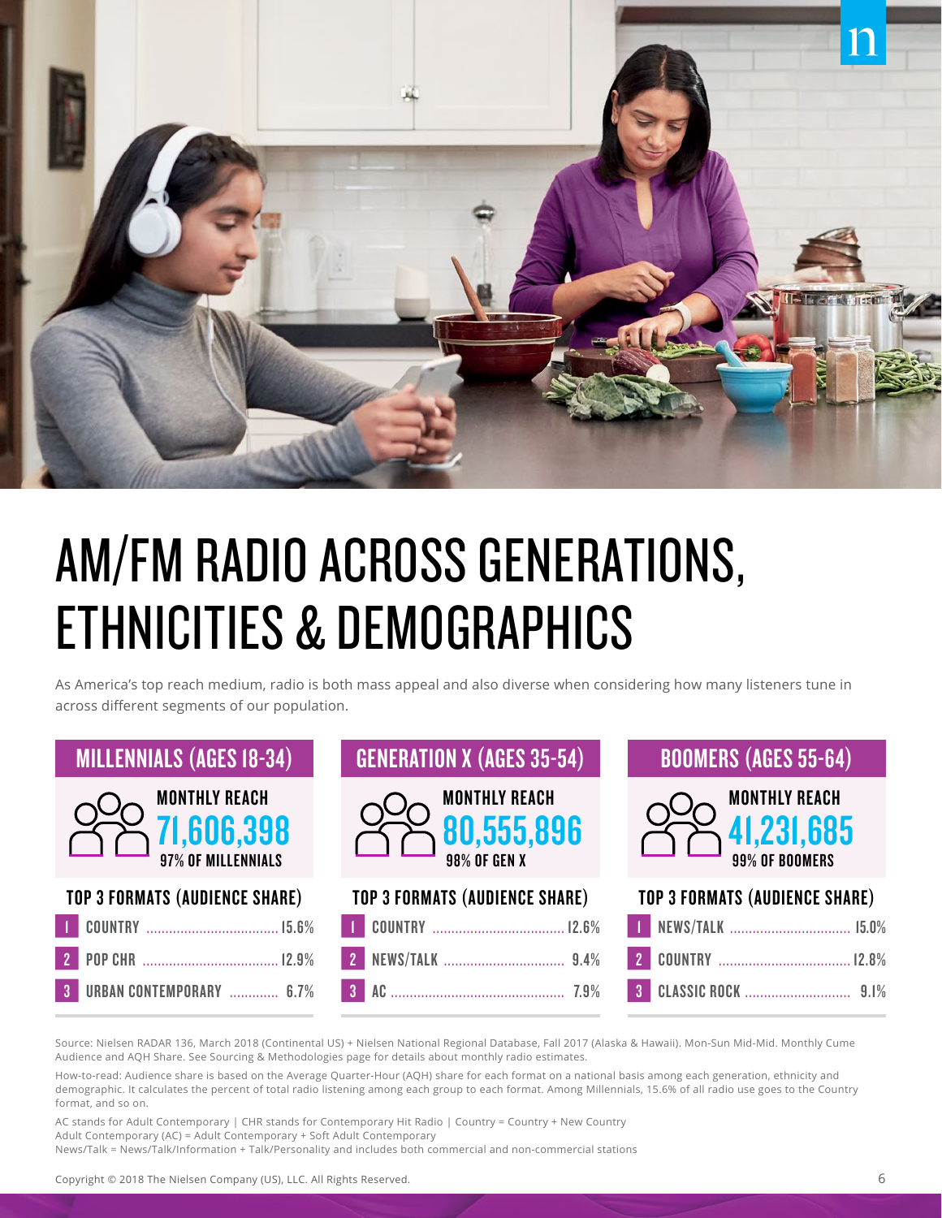# AM/FM RADIO ACROSS GENERATIONS, ETHNICITIES & DEMOGRAPHICS

As America's top reach medium, radio is both mass appeal and also diverse when considering how many listeners tune in across different segments of our population.

## MILLENNIALS (AGES 18-34)

**MONTHLY REACH**
**71,606,398**
97% OF MILLENNIALS

**TOP 3 FORMATS (AUDIENCE SHARE)**

| Rank | Format | Share |
|---|---|---|
| 1 | COUNTRY | 15.6% |
| 2 | POP CHR | 12.9% |
| 3 | URBAN CONTEMPORARY | 6.7% |

## GENERATION X (AGES 35-54)

**MONTHLY REACH**
**80,555,896**
98% OF GEN X

**TOP 3 FORMATS (AUDIENCE SHARE)**

| Rank | Format | Share |
|---|---|---|
| 1 | COUNTRY | 12.6% |
| 2 | NEWS/TALK | 9.4% |
| 3 | AC | 7.9% |

## BOOMERS (AGES 55-64)

**MONTHLY REACH**
**41,231,685**
99% OF BOOMERS

**TOP 3 FORMATS (AUDIENCE SHARE)**

| Rank | Format | Share |
|---|---|---|
| 1 | NEWS/TALK | 15.0% |
| 2 | COUNTRY | 12.8% |
| 3 | CLASSIC ROCK | 9.1% |

Source: Nielsen RADAR 136, March 2018 (Continental US) + Nielsen National Regional Database, Fall 2017 (Alaska & Hawaii). Mon-Sun Mid-Mid. Monthly Cume Audience and AQH Share. See Sourcing & Methodologies page for details about monthly radio estimates.

How-to-read: Audience share is based on the Average Quarter-Hour (AQH) share for each format on a national basis among each generation, ethnicity and demographic. It calculates the percent of total radio listening among each group to each format. Among Millennials, 15.6% of all radio use goes to the Country format, and so on.

AC stands for Adult Contemporary | CHR stands for Contemporary Hit Radio | Country = Country + New Country
Adult Contemporary (AC) = Adult Contemporary + Soft Adult Contemporary
News/Talk = News/Talk/Information + Talk/Personality and includes both commercial and non-commercial stations

Copyright © 2018 The Nielsen Company (US), LLC. All Rights Reserved.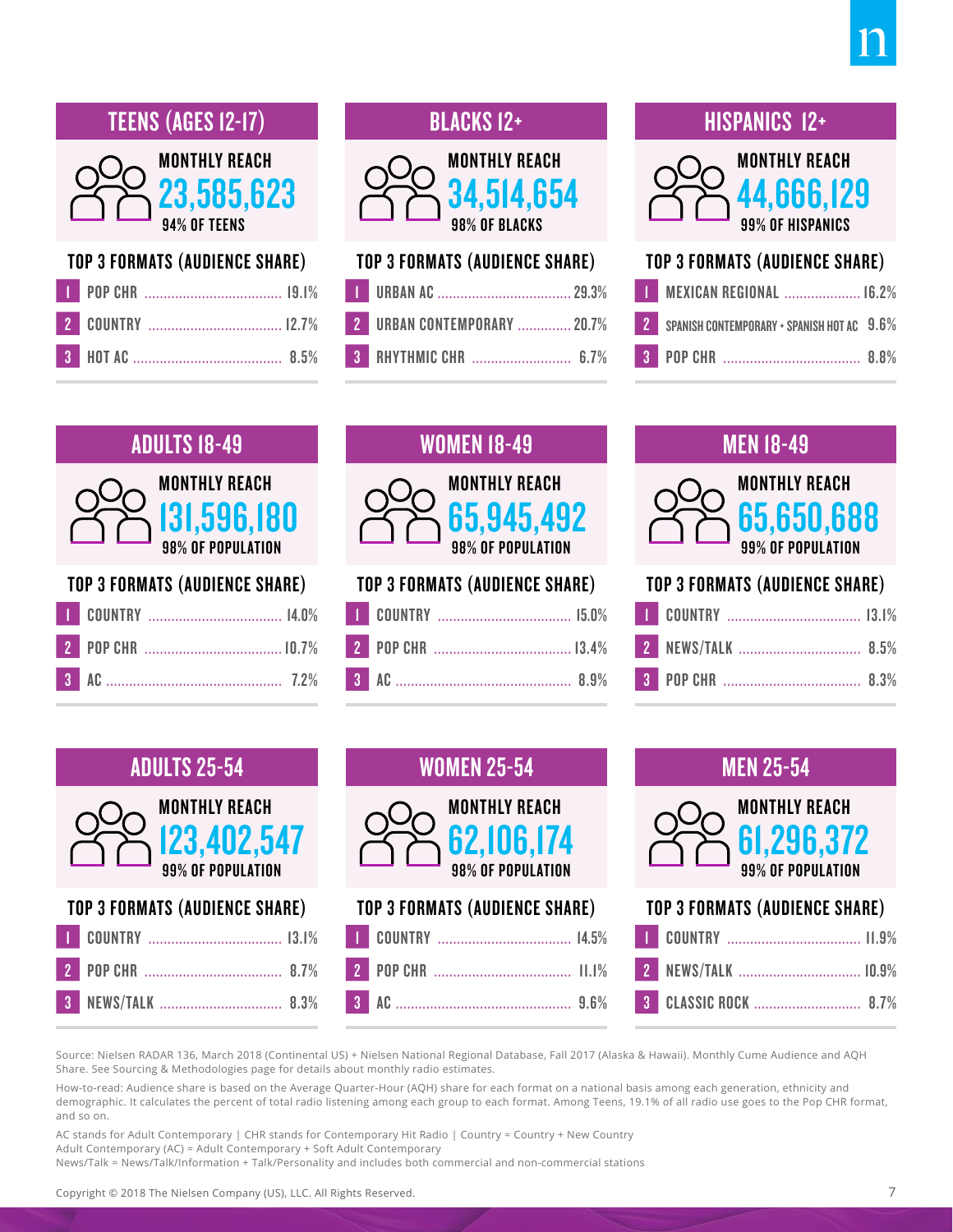## TEENS (AGES 12-17)

**MONTHLY REACH**
**23,585,623**
94% OF TEENS

**TOP 3 FORMATS (AUDIENCE SHARE)**

| Rank | Format | Share |
|---|---|---|
| 1 | POP CHR | 19.1% |
| 2 | COUNTRY | 12.7% |
| 3 | HOT AC | 8.5% |

## BLACKS 12+

**MONTHLY REACH**
**34,514,654**
98% OF BLACKS

**TOP 3 FORMATS (AUDIENCE SHARE)**

| Rank | Format | Share |
|---|---|---|
| 1 | URBAN AC | 29.3% |
| 2 | URBAN CONTEMPORARY | 20.7% |
| 3 | RHYTHMIC CHR | 6.7% |

## HISPANICS 12+

**MONTHLY REACH**
**44,666,129**
99% OF HISPANICS

**TOP 3 FORMATS (AUDIENCE SHARE)**

| Rank | Format | Share |
|---|---|---|
| 1 | MEXICAN REGIONAL | 16.2% |
| 2 | SPANISH CONTEMPORARY + SPANISH HOT AC | 9.6% |
| 3 | POP CHR | 8.8% |

## ADULTS 18-49

**MONTHLY REACH**
**131,596,180**
98% OF POPULATION

**TOP 3 FORMATS (AUDIENCE SHARE)**

| Rank | Format | Share |
|---|---|---|
| 1 | COUNTRY | 14.0% |
| 2 | POP CHR | 10.7% |
| 3 | AC | 7.2% |

## WOMEN 18-49

**MONTHLY REACH**
**65,945,492**
98% OF POPULATION

**TOP 3 FORMATS (AUDIENCE SHARE)**

| Rank | Format | Share |
|---|---|---|
| 1 | COUNTRY | 15.0% |
| 2 | POP CHR | 13.4% |
| 3 | AC | 8.9% |

## MEN 18-49

**MONTHLY REACH**
**65,650,688**
99% OF POPULATION

**TOP 3 FORMATS (AUDIENCE SHARE)**

| Rank | Format | Share |
|---|---|---|
| 1 | COUNTRY | 13.1% |
| 2 | NEWS/TALK | 8.5% |
| 3 | POP CHR | 8.3% |

## ADULTS 25-54

**MONTHLY REACH**
**123,402,547**
99% OF POPULATION

**TOP 3 FORMATS (AUDIENCE SHARE)**

| Rank | Format | Share |
|---|---|---|
| 1 | COUNTRY | 13.1% |
| 2 | POP CHR | 8.7% |
| 3 | NEWS/TALK | 8.3% |

## WOMEN 25-54

**MONTHLY REACH**
**62,106,174**
98% OF POPULATION

**TOP 3 FORMATS (AUDIENCE SHARE)**

| Rank | Format | Share |
|---|---|---|
| 1 | COUNTRY | 14.5% |
| 2 | POP CHR | 11.1% |
| 3 | AC | 9.6% |

## MEN 25-54

**MONTHLY REACH**
**61,296,372**
99% OF POPULATION

**TOP 3 FORMATS (AUDIENCE SHARE)**

| Rank | Format | Share |
|---|---|---|
| 1 | COUNTRY | 11.9% |
| 2 | NEWS/TALK | 10.9% |
| 3 | CLASSIC ROCK | 8.7% |

Source: Nielsen RADAR 136, March 2018 (Continental US) + Nielsen National Regional Database, Fall 2017 (Alaska & Hawaii). Monthly Cume Audience and AQH Share. See Sourcing & Methodologies page for details about monthly radio estimates.

How-to-read: Audience share is based on the Average Quarter-Hour (AQH) share for each format on a national basis among each generation, ethnicity and demographic. It calculates the percent of total radio listening among each group to each format. Among Teens, 19.1% of all radio use goes to the Pop CHR format, and so on.

AC stands for Adult Contemporary | CHR stands for Contemporary Hit Radio | Country = Country + New Country
Adult Contemporary (AC) = Adult Contemporary + Soft Adult Contemporary
News/Talk = News/Talk/Information + Talk/Personality and includes both commercial and non-commercial stations

Copyright © 2018 The Nielsen Company (US), LLC. All Rights Reserved.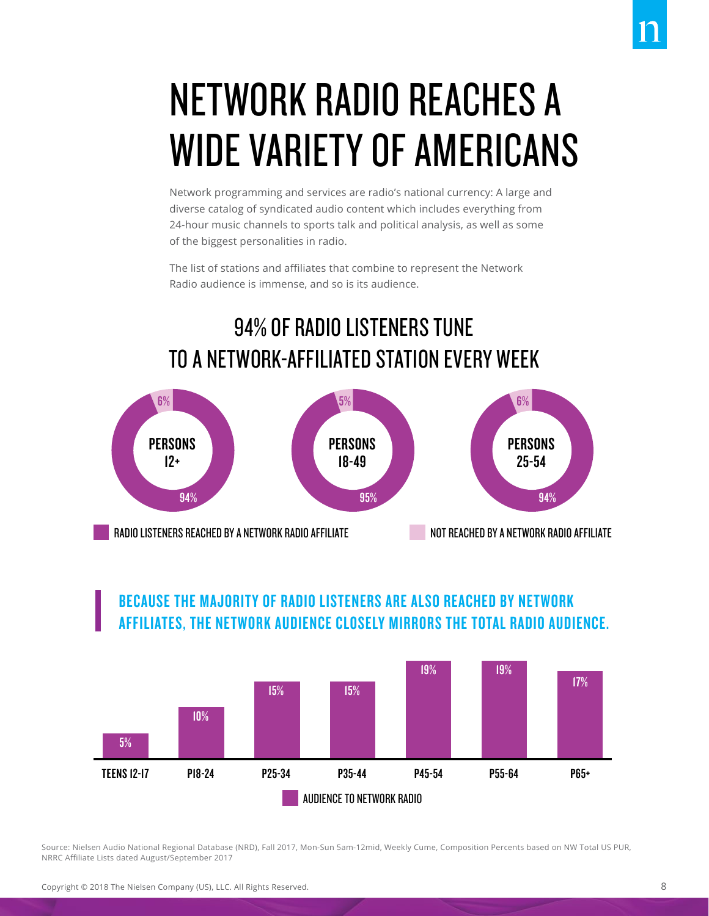# NETWORK RADIO REACHES A WIDE VARIETY OF AMERICANS

Network programming and services are radio's national currency: A large and diverse catalog of syndicated audio content which includes everything from 24-hour music channels to sports talk and political analysis, as well as some of the biggest personalities in radio.

The list of stations and affiliates that combine to represent the Network Radio audience is immense, and so is its audience.

## 94% OF RADIO LISTENERS TUNE TO A NETWORK-AFFILIATED STATION EVERY WEEK

| | Radio listeners reached by a Network Radio affiliate | Not reached by a Network Radio affiliate |
|---|---|---|
| Persons 12+ | 94% | 6% |
| Persons 18-49 | 95% | 5% |
| Persons 25-54 | 94% | 6% |

### BECAUSE THE MAJORITY OF RADIO LISTENERS ARE ALSO REACHED BY NETWORK AFFILIATES, THE NETWORK AUDIENCE CLOSELY MIRRORS THE TOTAL RADIO AUDIENCE.

| | Teens 12-17 | P18-24 | P25-34 | P35-44 | P45-54 | P55-64 | P65+ |
|---|---|---|---|---|---|---|---|
| Audience to Network Radio | 5% | 10% | 15% | 15% | 19% | 19% | 17% |

Source: Nielsen Audio National Regional Database (NRD), Fall 2017, Mon-Sun 5am-12mid, Weekly Cume, Composition Percents based on NW Total US PUR, NRRC Affiliate Lists dated August/September 2017

Copyright © 2018 The Nielsen Company (US), LLC. All Rights Reserved.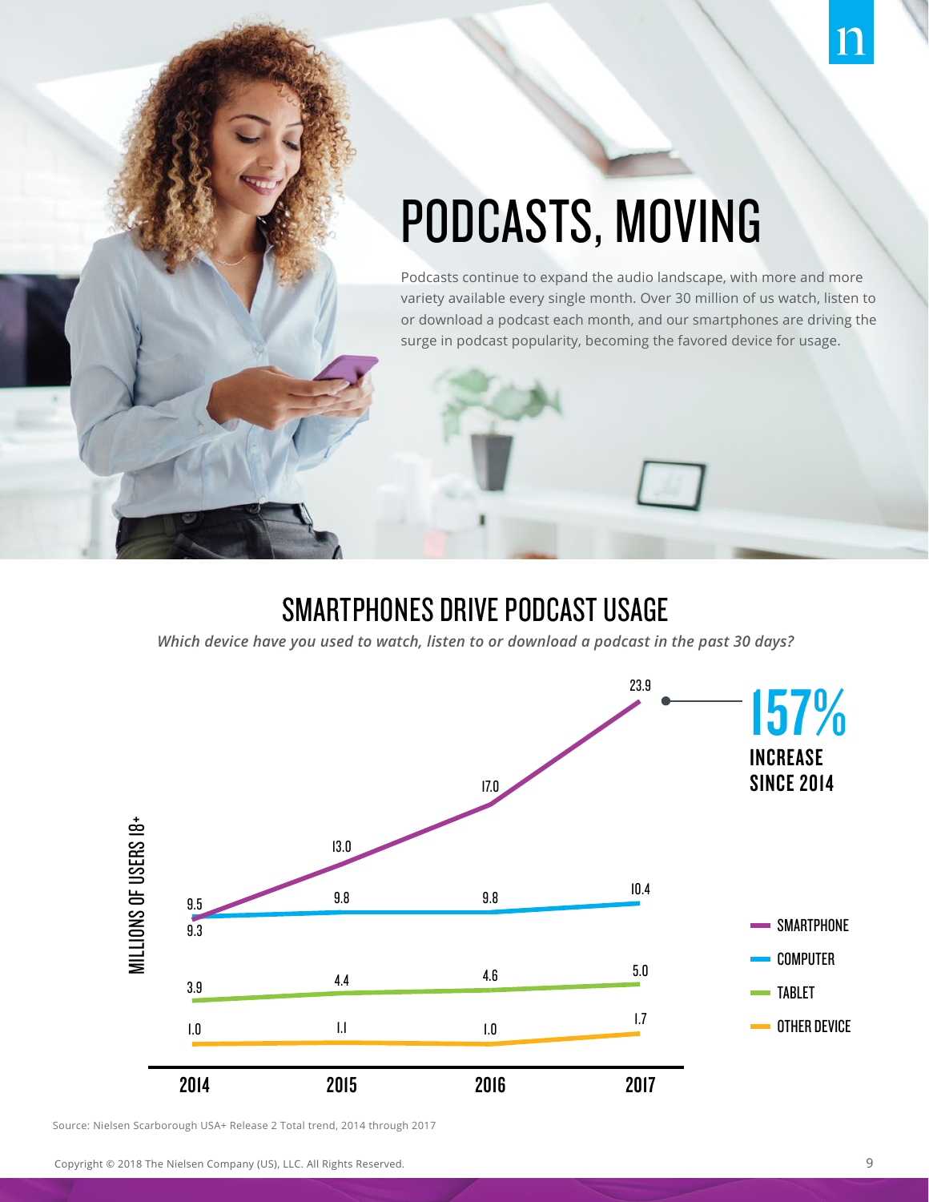# PODCASTS, MOVING

Podcasts continue to expand the audio landscape, with more and more variety available every single month. Over 30 million of us watch, listen to or download a podcast each month, and our smartphones are driving the surge in podcast popularity, becoming the favored device for usage.

## SMARTPHONES DRIVE PODCAST USAGE

*Which device have you used to watch, listen to or download a podcast in the past 30 days?*

MILLIONS OF USERS 18+

| Device | 2014 | 2015 | 2016 | 2017 |
|---|---|---|---|---|
| SMARTPHONE | 9.3 | 13.0 | 17.0 | 23.9 |
| COMPUTER | 9.5 | 9.8 | 9.8 | 10.4 |
| TABLET | 3.9 | 4.4 | 4.6 | 5.0 |
| OTHER DEVICE | 1.0 | 1.1 | 1.0 | 1.7 |

**157%** INCREASE SINCE 2014

Source: Nielsen Scarborough USA+ Release 2 Total trend, 2014 through 2017

Copyright © 2018 The Nielsen Company (US), LLC. All Rights Reserved.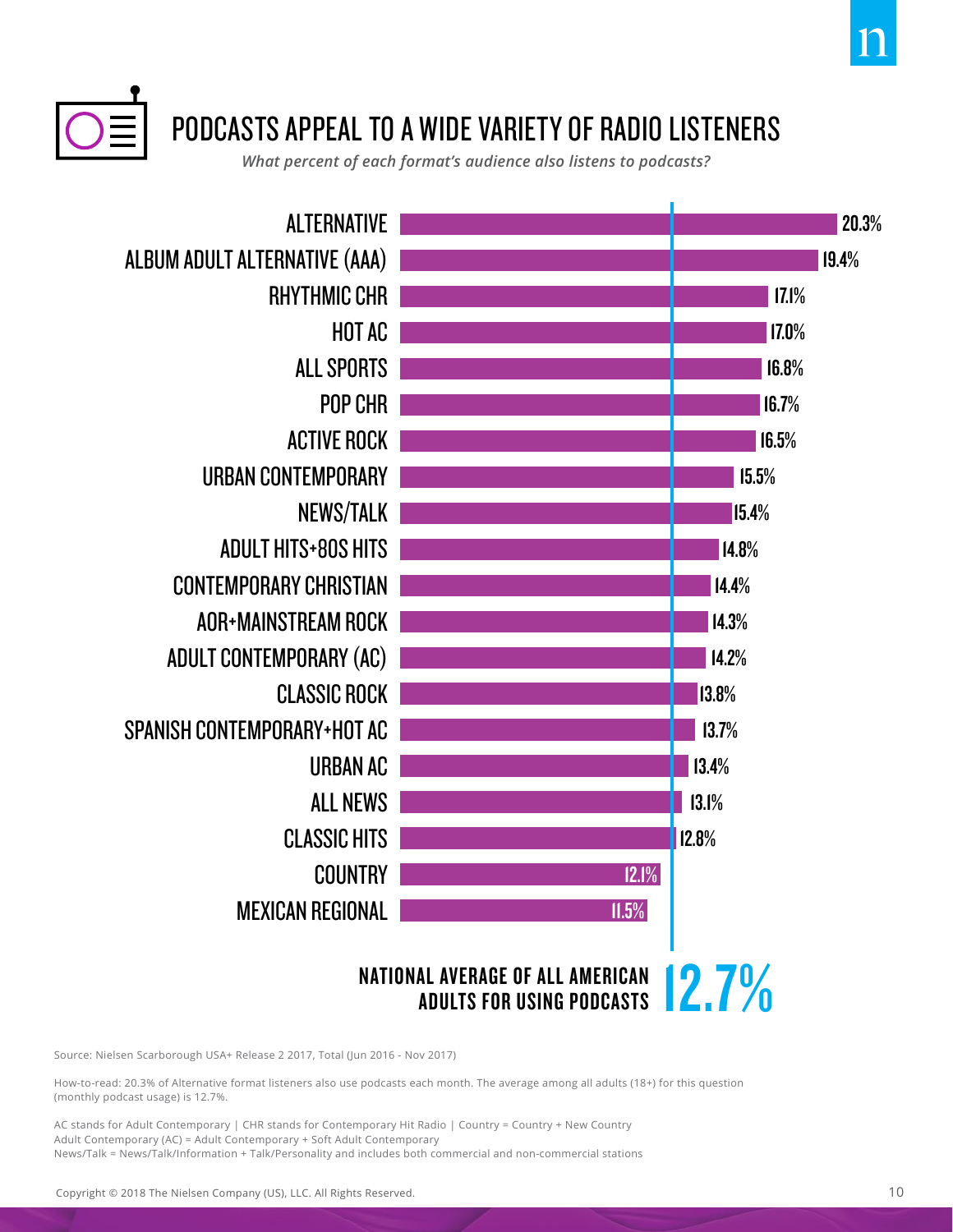# PODCASTS APPEAL TO A WIDE VARIETY OF RADIO LISTENERS

*What percent of each format's audience also listens to podcasts?*

| Format | Percent |
|---|---|
| ALTERNATIVE | 20.3% |
| ALBUM ADULT ALTERNATIVE (AAA) | 19.4% |
| RHYTHMIC CHR | 17.1% |
| HOT AC | 17.0% |
| ALL SPORTS | 16.8% |
| POP CHR | 16.7% |
| ACTIVE ROCK | 16.5% |
| URBAN CONTEMPORARY | 15.5% |
| NEWS/TALK | 15.4% |
| ADULT HITS+80S HITS | 14.8% |
| CONTEMPORARY CHRISTIAN | 14.4% |
| AOR+MAINSTREAM ROCK | 14.3% |
| ADULT CONTEMPORARY (AC) | 14.2% |
| CLASSIC ROCK | 13.8% |
| SPANISH CONTEMPORARY+HOT AC | 13.7% |
| URBAN AC | 13.4% |
| ALL NEWS | 13.1% |
| CLASSIC HITS | 12.8% |
| COUNTRY | 12.1% |
| MEXICAN REGIONAL | 11.5% |

**NATIONAL AVERAGE OF ALL AMERICAN ADULTS FOR USING PODCASTS 12.7%**

Source: Nielsen Scarborough USA+ Release 2 2017, Total (Jun 2016 - Nov 2017)

How-to-read: 20.3% of Alternative format listeners also use podcasts each month. The average among all adults (18+) for this question (monthly podcast usage) is 12.7%.

AC stands for Adult Contemporary | CHR stands for Contemporary Hit Radio | Country = Country + New Country
Adult Contemporary (AC) = Adult Contemporary + Soft Adult Contemporary
News/Talk = News/Talk/Information + Talk/Personality and includes both commercial and non-commercial stations

Copyright © 2018 The Nielsen Company (US), LLC. All Rights Reserved.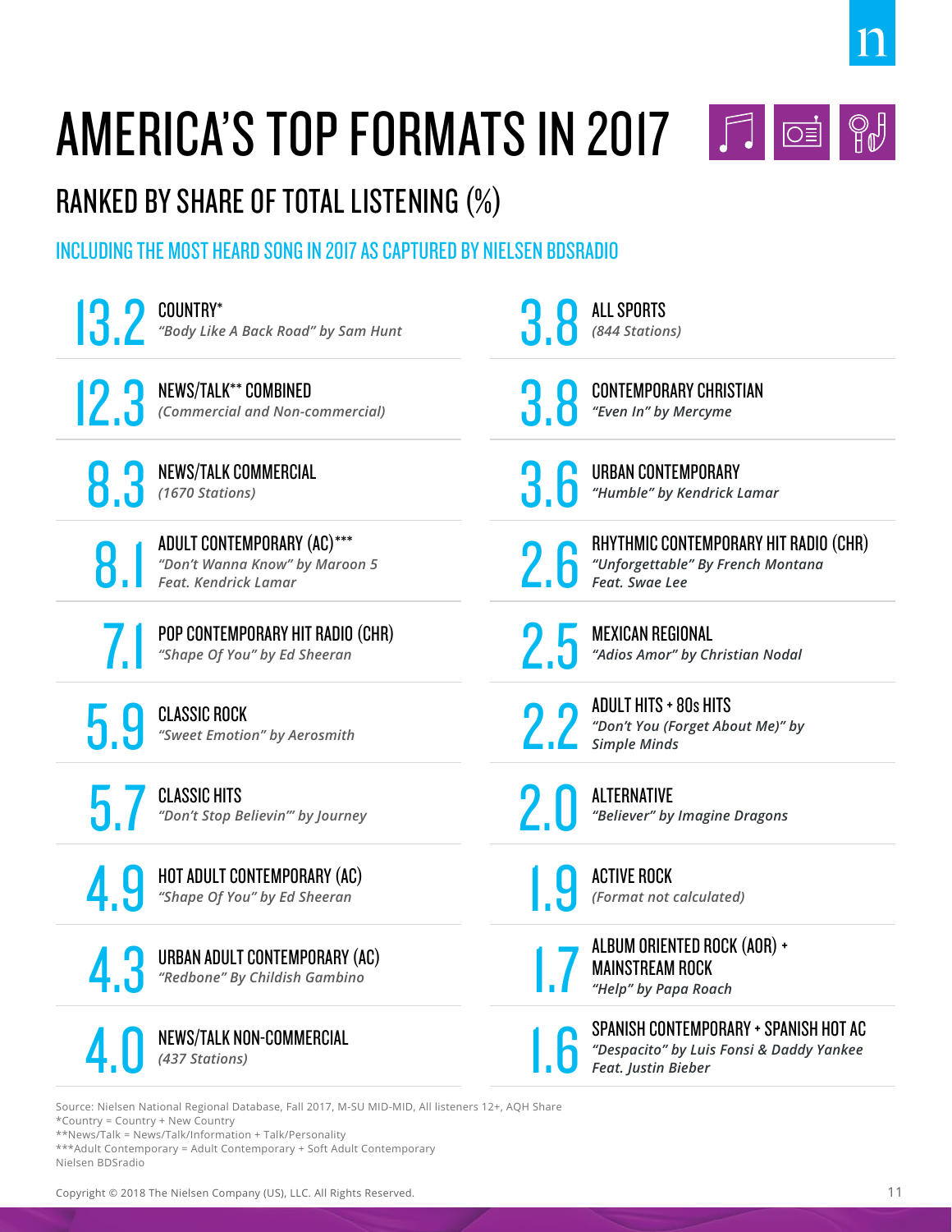# AMERICA'S TOP FORMATS IN 2017

## RANKED BY SHARE OF TOTAL LISTENING (%)

### INCLUDING THE MOST HEARD SONG IN 2017 AS CAPTURED BY NIELSEN BDSRADIO

| Share (%) | Format | Most Heard Song |
|---|---|---|
| 13.2 | COUNTRY* | *"Body Like A Back Road" by Sam Hunt* |
| 12.3 | NEWS/TALK** COMBINED | *(Commercial and Non-commercial)* |
| 8.3 | NEWS/TALK COMMERCIAL | *(1670 Stations)* |
| 8.1 | ADULT CONTEMPORARY (AC)*** | *"Don't Wanna Know" by Maroon 5 Feat. Kendrick Lamar* |
| 7.1 | POP CONTEMPORARY HIT RADIO (CHR) | *"Shape Of You" by Ed Sheeran* |
| 5.9 | CLASSIC ROCK | *"Sweet Emotion" by Aerosmith* |
| 5.7 | CLASSIC HITS | *"Don't Stop Believin'" by Journey* |
| 4.9 | HOT ADULT CONTEMPORARY (AC) | *"Shape Of You" by Ed Sheeran* |
| 4.3 | URBAN ADULT CONTEMPORARY (AC) | *"Redbone" By Childish Gambino* |
| 4.0 | NEWS/TALK NON-COMMERCIAL | *(437 Stations)* |
| 3.8 | ALL SPORTS | *(844 Stations)* |
| 3.8 | CONTEMPORARY CHRISTIAN | *"Even In" by Mercyme* |
| 3.6 | URBAN CONTEMPORARY | *"Humble" by Kendrick Lamar* |
| 2.6 | RHYTHMIC CONTEMPORARY HIT RADIO (CHR) | *"Unforgettable" By French Montana Feat. Swae Lee* |
| 2.5 | MEXICAN REGIONAL | *"Adios Amor" by Christian Nodal* |
| 2.2 | ADULT HITS + 80s HITS | *"Don't You (Forget About Me)" by Simple Minds* |
| 2.0 | ALTERNATIVE | *"Believer" by Imagine Dragons* |
| 1.9 | ACTIVE ROCK | *(Format not calculated)* |
| 1.7 | ALBUM ORIENTED ROCK (AOR) + MAINSTREAM ROCK | *"Help" by Papa Roach* |
| 1.6 | SPANISH CONTEMPORARY + SPANISH HOT AC | *"Despacito" by Luis Fonsi & Daddy Yankee Feat. Justin Bieber* |

Source: Nielsen National Regional Database, Fall 2017, M-SU MID-MID, All listeners 12+, AQH Share
*Country = Country + New Country
**News/Talk = News/Talk/Information + Talk/Personality
***Adult Contemporary = Adult Contemporary + Soft Adult Contemporary
Nielsen BDSradio

Copyright © 2018 The Nielsen Company (US), LLC. All Rights Reserved.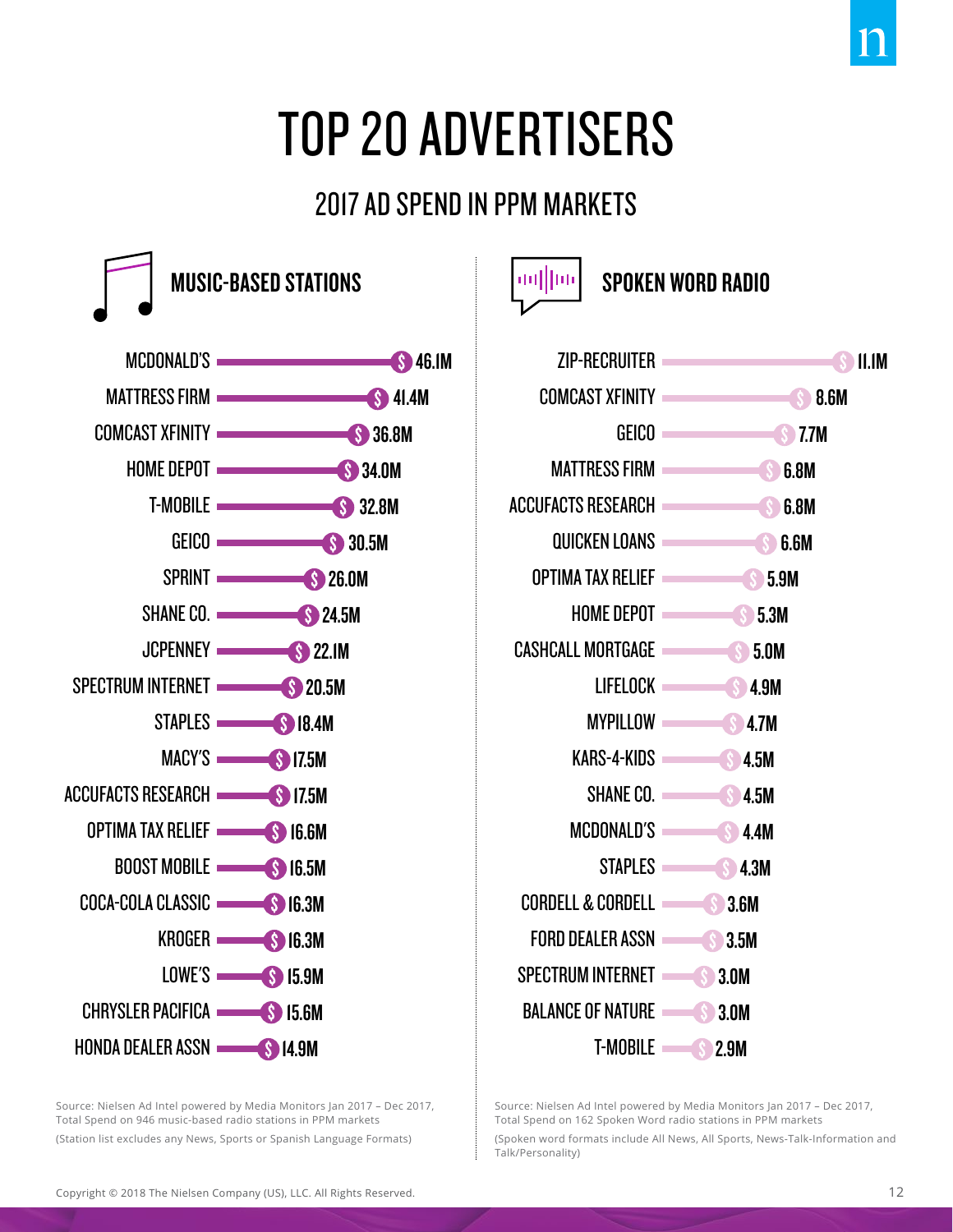# TOP 20 ADVERTISERS

## 2017 AD SPEND IN PPM MARKETS

### MUSIC-BASED STATIONS

| Advertiser | Spend |
|---|---|
| MCDONALD'S | $46.1M |
| MATTRESS FIRM | $41.4M |
| COMCAST XFINITY | $36.8M |
| HOME DEPOT | $34.0M |
| T-MOBILE | $32.8M |
| GEICO | $30.5M |
| SPRINT | $26.0M |
| SHANE CO. | $24.5M |
| JCPENNEY | $22.1M |
| SPECTRUM INTERNET | $20.5M |
| STAPLES | $18.4M |
| MACY'S | $17.5M |
| ACCUFACTS RESEARCH | $17.5M |
| OPTIMA TAX RELIEF | $16.6M |
| BOOST MOBILE | $16.5M |
| COCA-COLA CLASSIC | $16.3M |
| KROGER | $16.3M |
| LOWE'S | $15.9M |
| CHRYSLER PACIFICA | $15.6M |
| HONDA DEALER ASSN | $14.9M |

Source: Nielsen Ad Intel powered by Media Monitors Jan 2017 – Dec 2017, Total Spend on 946 music-based radio stations in PPM markets

(Station list excludes any News, Sports or Spanish Language Formats)

### SPOKEN WORD RADIO

| Advertiser | Spend |
|---|---|
| ZIP-RECRUITER | $11.1M |
| COMCAST XFINITY | $8.6M |
| GEICO | $7.7M |
| MATTRESS FIRM | $6.8M |
| ACCUFACTS RESEARCH | $6.8M |
| QUICKEN LOANS | $6.6M |
| OPTIMA TAX RELIEF | $5.9M |
| HOME DEPOT | $5.3M |
| CASHCALL MORTGAGE | $5.0M |
| LIFELOCK | $4.9M |
| MYPILLOW | $4.7M |
| KARS-4-KIDS | $4.5M |
| SHANE CO. | $4.5M |
| MCDONALD'S | $4.4M |
| STAPLES | $4.3M |
| CORDELL & CORDELL | $3.6M |
| FORD DEALER ASSN | $3.5M |
| SPECTRUM INTERNET | $3.0M |
| BALANCE OF NATURE | $3.0M |
| T-MOBILE | $2.9M |

Source: Nielsen Ad Intel powered by Media Monitors Jan 2017 – Dec 2017, Total Spend on 162 Spoken Word radio stations in PPM markets

(Spoken word formats include All News, All Sports, News-Talk-Information and Talk/Personality)

Copyright © 2018 The Nielsen Company (US), LLC. All Rights Reserved.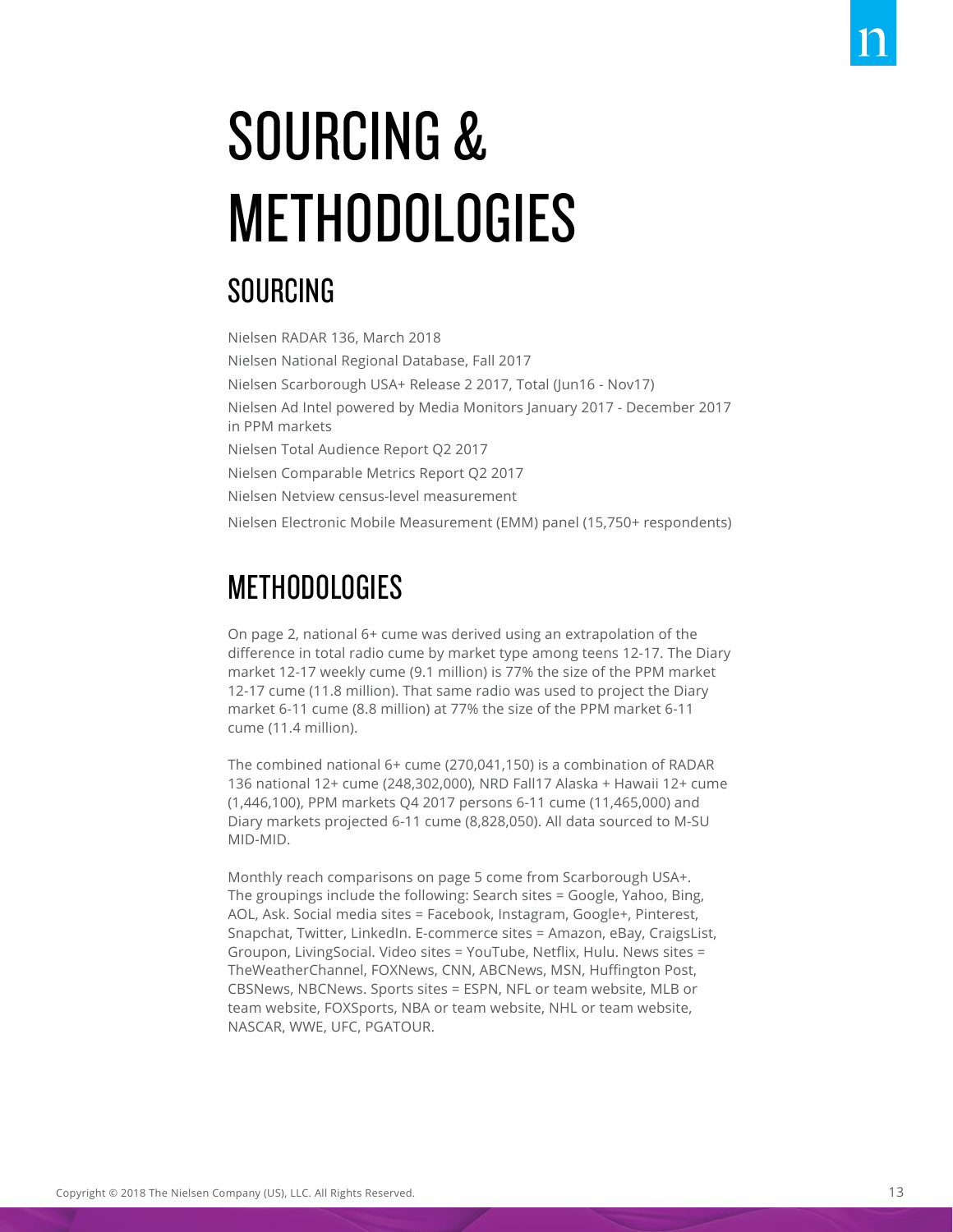# SOURCING & METHODOLOGIES

## SOURCING

Nielsen RADAR 136, March 2018

Nielsen National Regional Database, Fall 2017

Nielsen Scarborough USA+ Release 2 2017, Total (Jun16 - Nov17)

Nielsen Ad Intel powered by Media Monitors January 2017 - December 2017 in PPM markets

Nielsen Total Audience Report Q2 2017

Nielsen Comparable Metrics Report Q2 2017

Nielsen Netview census-level measurement

Nielsen Electronic Mobile Measurement (EMM) panel (15,750+ respondents)

## METHODOLOGIES

On page 2, national 6+ cume was derived using an extrapolation of the difference in total radio cume by market type among teens 12-17. The Diary market 12-17 weekly cume (9.1 million) is 77% the size of the PPM market 12-17 cume (11.8 million). That same radio was used to project the Diary market 6-11 cume (8.8 million) at 77% the size of the PPM market 6-11 cume (11.4 million).

The combined national 6+ cume (270,041,150) is a combination of RADAR 136 national 12+ cume (248,302,000), NRD Fall17 Alaska + Hawaii 12+ cume (1,446,100), PPM markets Q4 2017 persons 6-11 cume (11,465,000) and Diary markets projected 6-11 cume (8,828,050). All data sourced to M-SU MID-MID.

Monthly reach comparisons on page 5 come from Scarborough USA+. The groupings include the following: Search sites = Google, Yahoo, Bing, AOL, Ask. Social media sites = Facebook, Instagram, Google+, Pinterest, Snapchat, Twitter, LinkedIn. E-commerce sites = Amazon, eBay, CraigsList, Groupon, LivingSocial. Video sites = YouTube, Netflix, Hulu. News sites = TheWeatherChannel, FOXNews, CNN, ABCNews, MSN, Huffington Post, CBSNews, NBCNews. Sports sites = ESPN, NFL or team website, MLB or team website, FOXSports, NBA or team website, NHL or team website, NASCAR, WWE, UFC, PGATOUR.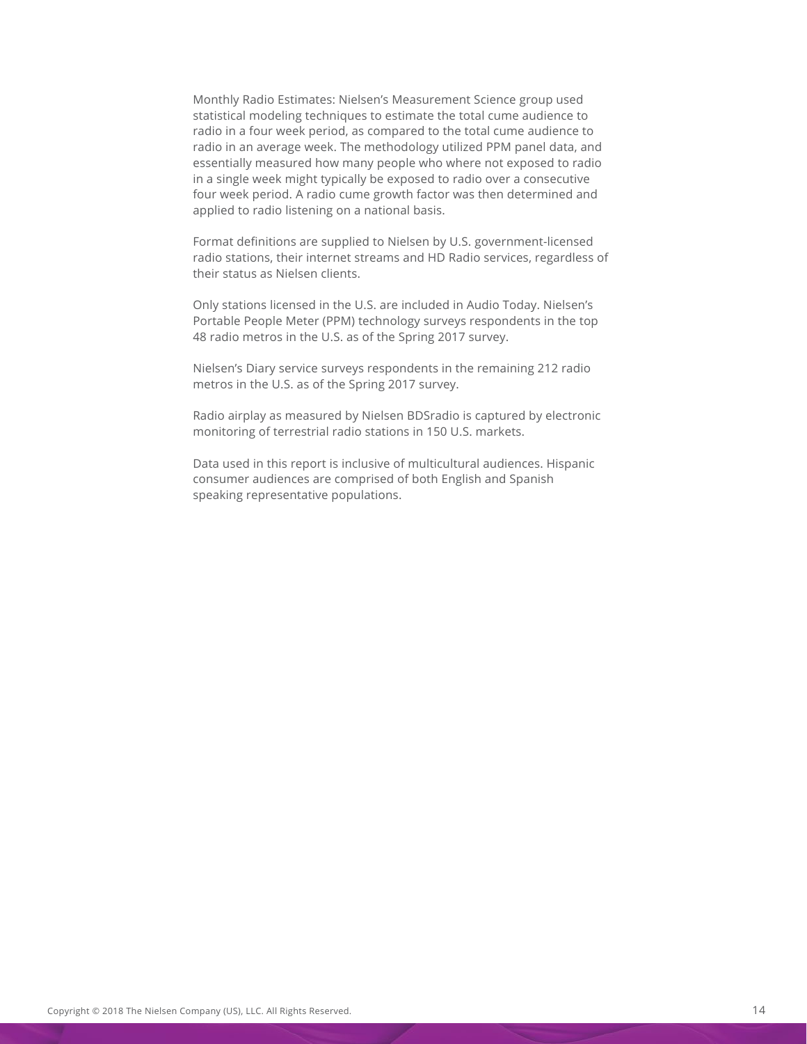Monthly Radio Estimates: Nielsen's Measurement Science group used statistical modeling techniques to estimate the total cume audience to radio in a four week period, as compared to the total cume audience to radio in an average week. The methodology utilized PPM panel data, and essentially measured how many people who where not exposed to radio in a single week might typically be exposed to radio over a consecutive four week period. A radio cume growth factor was then determined and applied to radio listening on a national basis.

Format definitions are supplied to Nielsen by U.S. government-licensed radio stations, their internet streams and HD Radio services, regardless of their status as Nielsen clients.

Only stations licensed in the U.S. are included in Audio Today. Nielsen's Portable People Meter (PPM) technology surveys respondents in the top 48 radio metros in the U.S. as of the Spring 2017 survey.

Nielsen's Diary service surveys respondents in the remaining 212 radio metros in the U.S. as of the Spring 2017 survey.

Radio airplay as measured by Nielsen BDSradio is captured by electronic monitoring of terrestrial radio stations in 150 U.S. markets.

Data used in this report is inclusive of multicultural audiences. Hispanic consumer audiences are comprised of both English and Spanish speaking representative populations.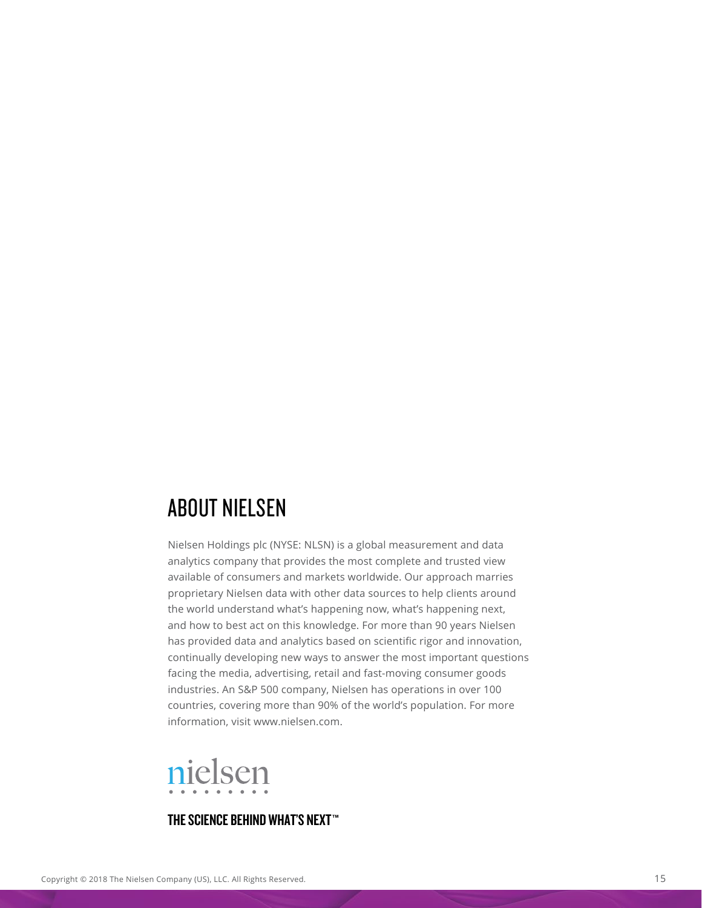## ABOUT NIELSEN

Nielsen Holdings plc (NYSE: NLSN) is a global measurement and data analytics company that provides the most complete and trusted view available of consumers and markets worldwide. Our approach marries proprietary Nielsen data with other data sources to help clients around the world understand what's happening now, what's happening next, and how to best act on this knowledge. For more than 90 years Nielsen has provided data and analytics based on scientific rigor and innovation, continually developing new ways to answer the most important questions facing the media, advertising, retail and fast-moving consumer goods industries. An S&P 500 company, Nielsen has operations in over 100 countries, covering more than 90% of the world's population. For more information, visit www.nielsen.com.

nielsen

**THE SCIENCE BEHIND WHAT'S NEXT™**

Copyright © 2018 The Nielsen Company (US), LLC. All Rights Reserved.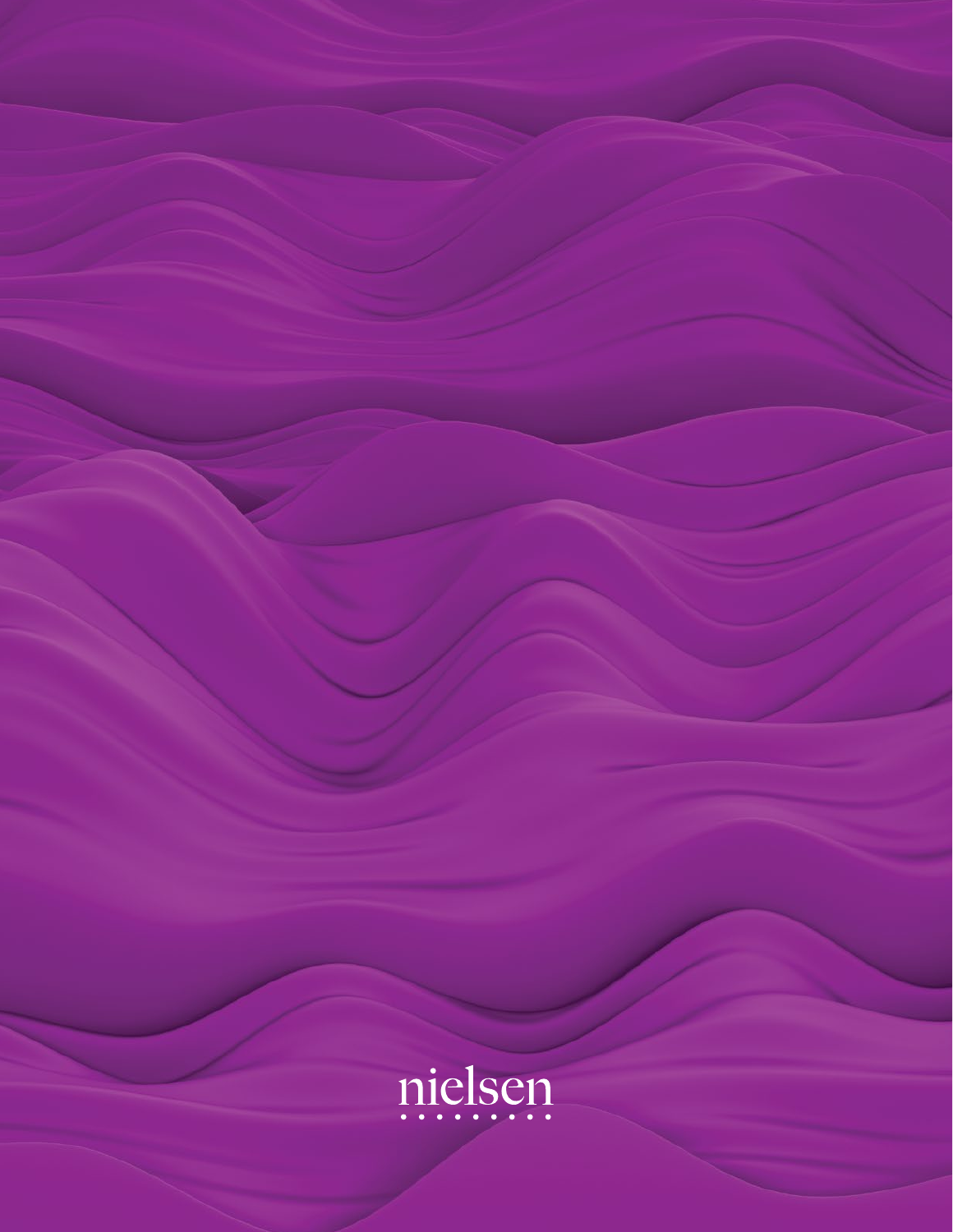nielsen